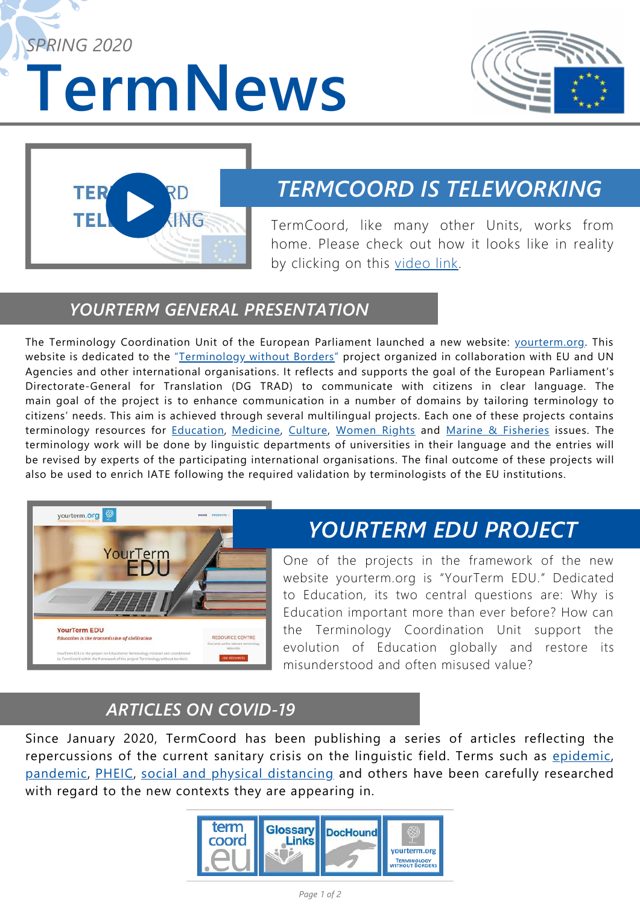SPRING 2020

# TermNews

## TERMCOORD IS TELEWORKING

TermCoord, like many other Units, works from home. Please check out how it looks like in reality by clicking on this video link.

## YOURTERM GENERAL PRESENTATION

The Terminology Coordination Unit of the European Parliament launched a new website: yourterm.org. This website is dedicated to the "Terminology without Borders" project organized in collaboration with EU and UN Agencies and other international organisations. It reflects and supports the goal of the European Parliament's Directorate-General for Translation (DG TRAD) to communicate with citizens in clear language. The main goal of the project is to enhance communication in a number of domains by tailoring terminology to citizens' needs. This aim is achieved through several multilingual projects. Each one of these projects contains terminology resources for Education, Medicine, Culture, Women Rights and Marine & Fisheries issues. The terminology work will be done by linguistic departments of universities in their language and the entries will be revised by experts of the participating international organisations. The final outcome of these projects will also be used to enrich IATE following the required validation by terminologists of the EU institutions.

## YOURTERM EDU PROJECT

One of the projects in the framework of the new website yourterm.org is "YourTerm EDU." Dedicated to Education, its two central questions are: Why is Education important more than ever before? How can the Terminology Coordination Unit support the evolution of Education globally and restore its misunderstood and often misused value?

## ARTICLES ON COVID-19

Since January 2020, TermCoord has been publishing a series of articles reflecting the repercussions of the current sanitary crisis on the linguistic field. Terms such as epidemic, pandemic, PHEIC, social and physical distancing and others have been carefully researched with regard to the new contexts they are appearing in.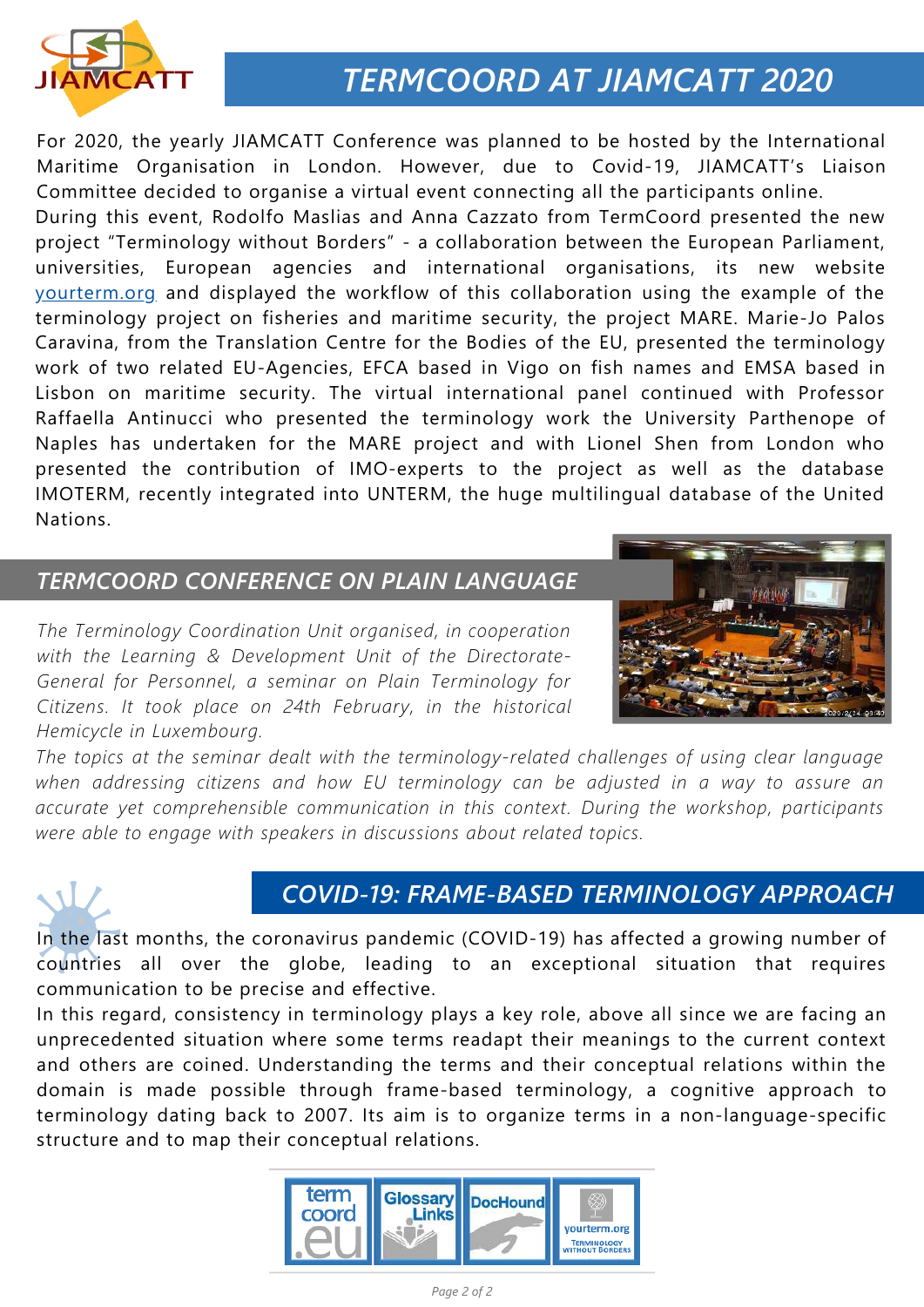## TERMCOORD AT JIAMCATT 2020

For 2020, the yearly JIAMCATT Conference was planned to be hosted by the International Maritime Organisation in London. However, due to Covid-19, JIAMCATT's Liaison Committee decided to organise a virtual event connecting all the participants online.
During this event, Rodolfo Maslias and Anna Cazzato from TermCoord presented the new project "Terminology without Borders" - a collaboration between the European Parliament, universities, European agencies and international organisations, its new website yourterm.org and displayed the workflow of this collaboration using the example of the terminology project on fisheries and maritime security, the project MARE. Marie-Jo Palos Caravina, from the Translation Centre for the Bodies of the EU, presented the terminology work of two related EU-Agencies, EFCA based in Vigo on fish names and EMSA based in Lisbon on maritime security. The virtual international panel continued with Professor Raffaella Antinucci who presented the terminology work the University Parthenope of Naples has undertaken for the MARE project and with Lionel Shen from London who presented the contribution of IMO-experts to the project as well as the database IMOTERM, recently integrated into UNTERM, the huge multilingual database of the United Nations.

## TERMCOORD CONFERENCE ON PLAIN LANGUAGE

*The Terminology Coordination Unit organised, in cooperation with the Learning & Development Unit of the Directorate-General for Personnel, a seminar on Plain Terminology for Citizens. It took place on 24th February, in the historical Hemicycle in Luxembourg.*
*The topics at the seminar dealt with the terminology-related challenges of using clear language when addressing citizens and how EU terminology can be adjusted in a way to assure an accurate yet comprehensible communication in this context. During the workshop, participants were able to engage with speakers in discussions about related topics.*

## COVID-19: FRAME-BASED TERMINOLOGY APPROACH

In the last months, the coronavirus pandemic (COVID-19) has affected a growing number of countries all over the globe, leading to an exceptional situation that requires communication to be precise and effective.
In this regard, consistency in terminology plays a key role, above all since we are facing an unprecedented situation where some terms readapt their meanings to the current context and others are coined. Understanding the terms and their conceptual relations within the domain is made possible through frame-based terminology, a cognitive approach to terminology dating back to 2007. Its aim is to organize terms in a non-language-specific structure and to map their conceptual relations.